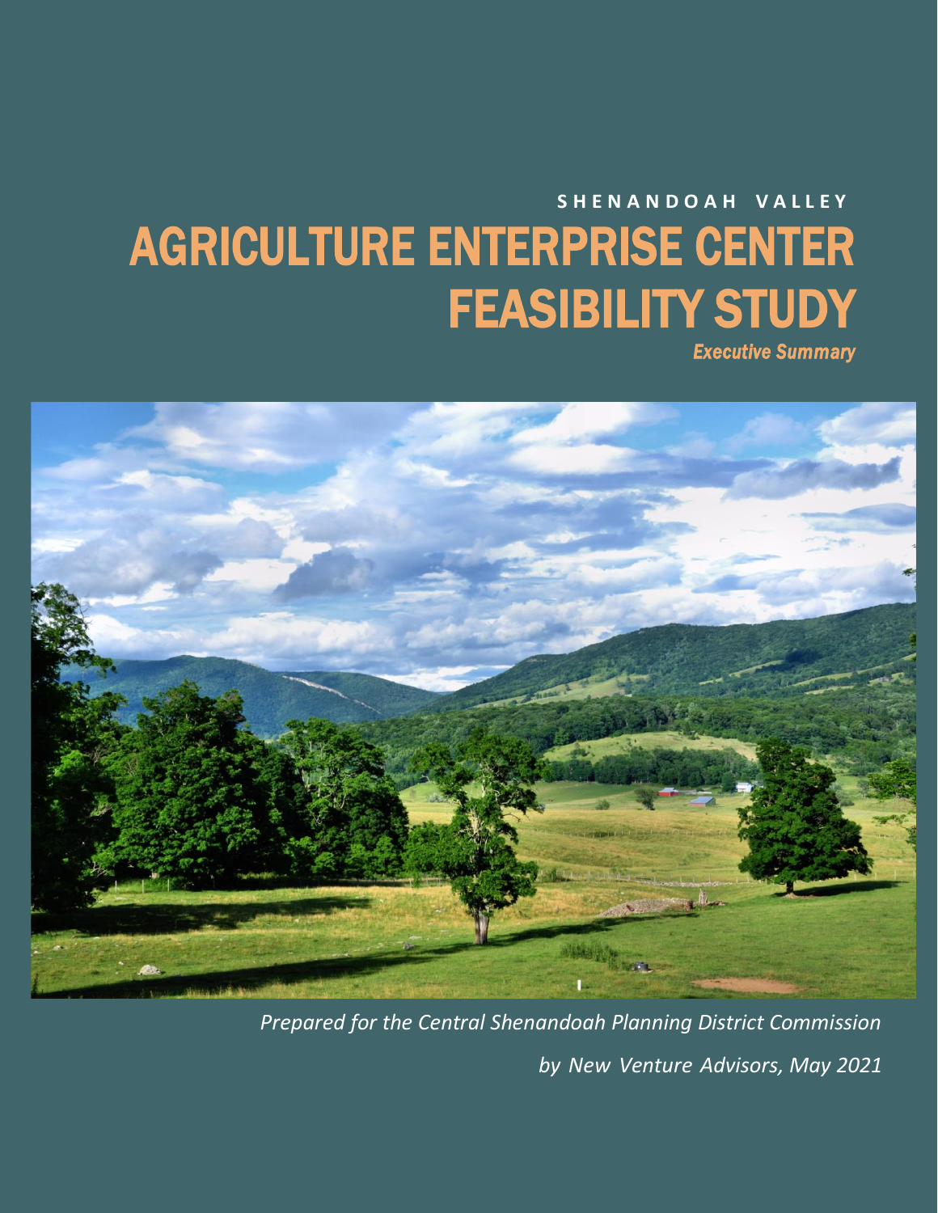**SHENANDOAH VALLEY**

# AGRICULTURE ENTERPRISE CENTER FEASIBILITY STUDY

***Executive Summary***

*Prepared for the Central Shenandoah Planning District Commission*

*by New Venture Advisors, May 2021*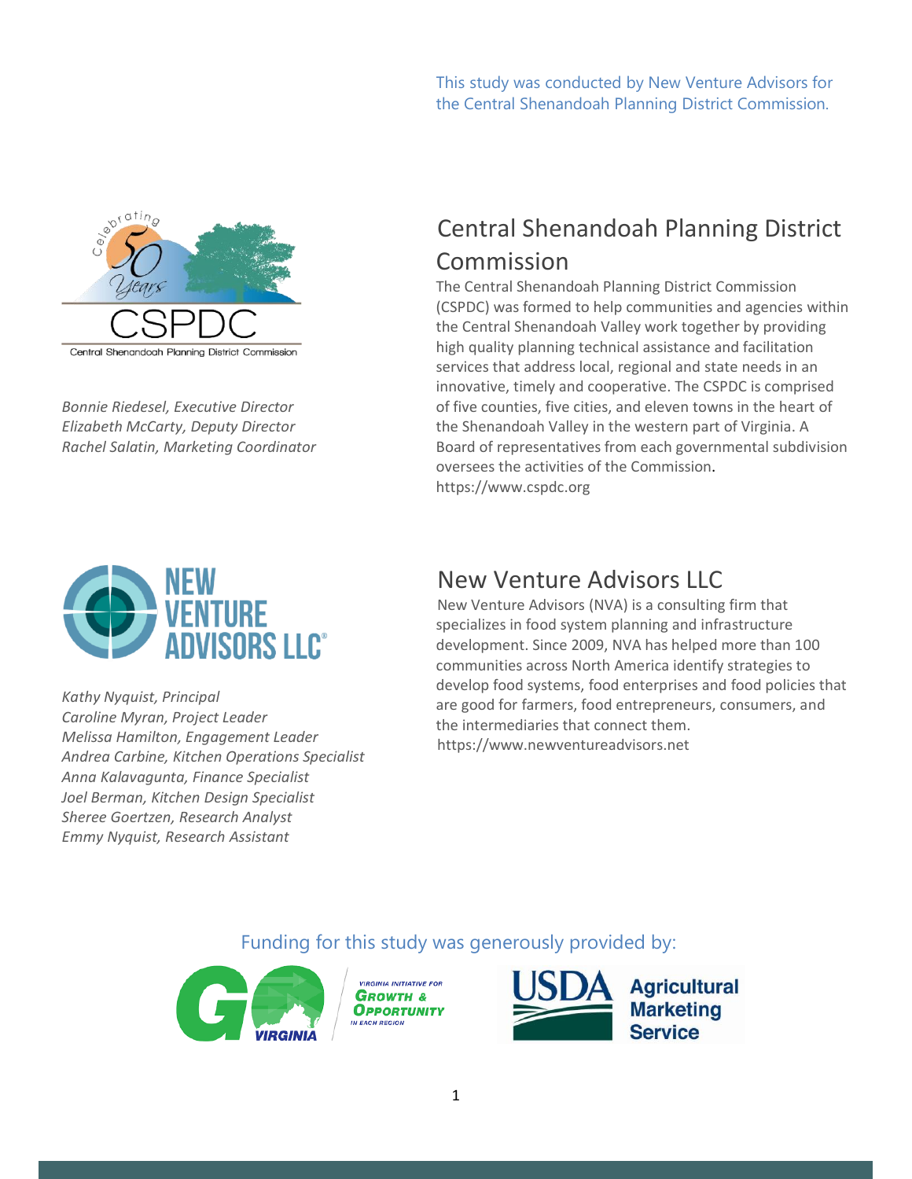This study was conducted by New Venture Advisors for the Central Shenandoah Planning District Commission.

*Bonnie Riedesel, Executive Director*
*Elizabeth McCarty, Deputy Director*
*Rachel Salatin, Marketing Coordinator*

## Central Shenandoah Planning District Commission

The Central Shenandoah Planning District Commission (CSPDC) was formed to help communities and agencies within the Central Shenandoah Valley work together by providing high quality planning technical assistance and facilitation services that address local, regional and state needs in an innovative, timely and cooperative. The CSPDC is comprised of five counties, five cities, and eleven towns in the heart of the Shenandoah Valley in the western part of Virginia. A Board of representatives from each governmental subdivision oversees the activities of the Commission.
https://www.cspdc.org

*Kathy Nyquist, Principal*
*Caroline Myran, Project Leader*
*Melissa Hamilton, Engagement Leader*
*Andrea Carbine, Kitchen Operations Specialist*
*Anna Kalavagunta, Finance Specialist*
*Joel Berman, Kitchen Design Specialist*
*Sheree Goertzen, Research Analyst*
*Emmy Nyquist, Research Assistant*

## New Venture Advisors LLC

New Venture Advisors (NVA) is a consulting firm that specializes in food system planning and infrastructure development. Since 2009, NVA has helped more than 100 communities across North America identify strategies to develop food systems, food enterprises and food policies that are good for farmers, food entrepreneurs, consumers, and the intermediaries that connect them.
https://www.newventureadvisors.net

Funding for this study was generously provided by: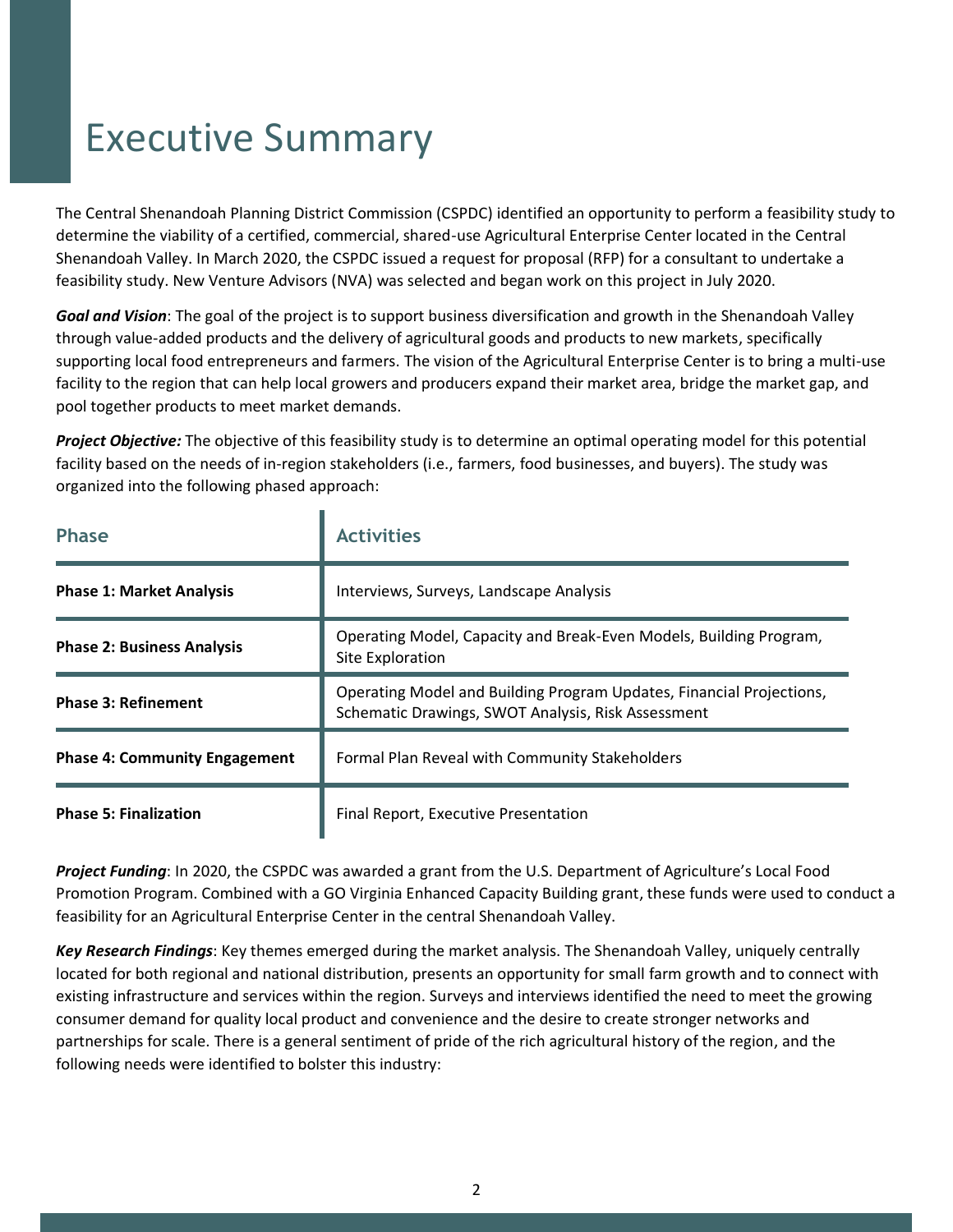# Executive Summary

The Central Shenandoah Planning District Commission (CSPDC) identified an opportunity to perform a feasibility study to determine the viability of a certified, commercial, shared-use Agricultural Enterprise Center located in the Central Shenandoah Valley. In March 2020, the CSPDC issued a request for proposal (RFP) for a consultant to undertake a feasibility study. New Venture Advisors (NVA) was selected and began work on this project in July 2020.

***Goal and Vision***: The goal of the project is to support business diversification and growth in the Shenandoah Valley through value-added products and the delivery of agricultural goods and products to new markets, specifically supporting local food entrepreneurs and farmers. The vision of the Agricultural Enterprise Center is to bring a multi-use facility to the region that can help local growers and producers expand their market area, bridge the market gap, and pool together products to meet market demands.

***Project Objective:*** The objective of this feasibility study is to determine an optimal operating model for this potential facility based on the needs of in-region stakeholders (i.e., farmers, food businesses, and buyers). The study was organized into the following phased approach:

| Phase | Activities |
|---|---|
| **Phase 1: Market Analysis** | Interviews, Surveys, Landscape Analysis |
| **Phase 2: Business Analysis** | Operating Model, Capacity and Break-Even Models, Building Program, Site Exploration |
| **Phase 3: Refinement** | Operating Model and Building Program Updates, Financial Projections, Schematic Drawings, SWOT Analysis, Risk Assessment |
| **Phase 4: Community Engagement** | Formal Plan Reveal with Community Stakeholders |
| **Phase 5: Finalization** | Final Report, Executive Presentation |

***Project Funding***: In 2020, the CSPDC was awarded a grant from the U.S. Department of Agriculture's Local Food Promotion Program. Combined with a GO Virginia Enhanced Capacity Building grant, these funds were used to conduct a feasibility for an Agricultural Enterprise Center in the central Shenandoah Valley.

***Key Research Findings***: Key themes emerged during the market analysis. The Shenandoah Valley, uniquely centrally located for both regional and national distribution, presents an opportunity for small farm growth and to connect with existing infrastructure and services within the region. Surveys and interviews identified the need to meet the growing consumer demand for quality local product and convenience and the desire to create stronger networks and partnerships for scale. There is a general sentiment of pride of the rich agricultural history of the region, and the following needs were identified to bolster this industry: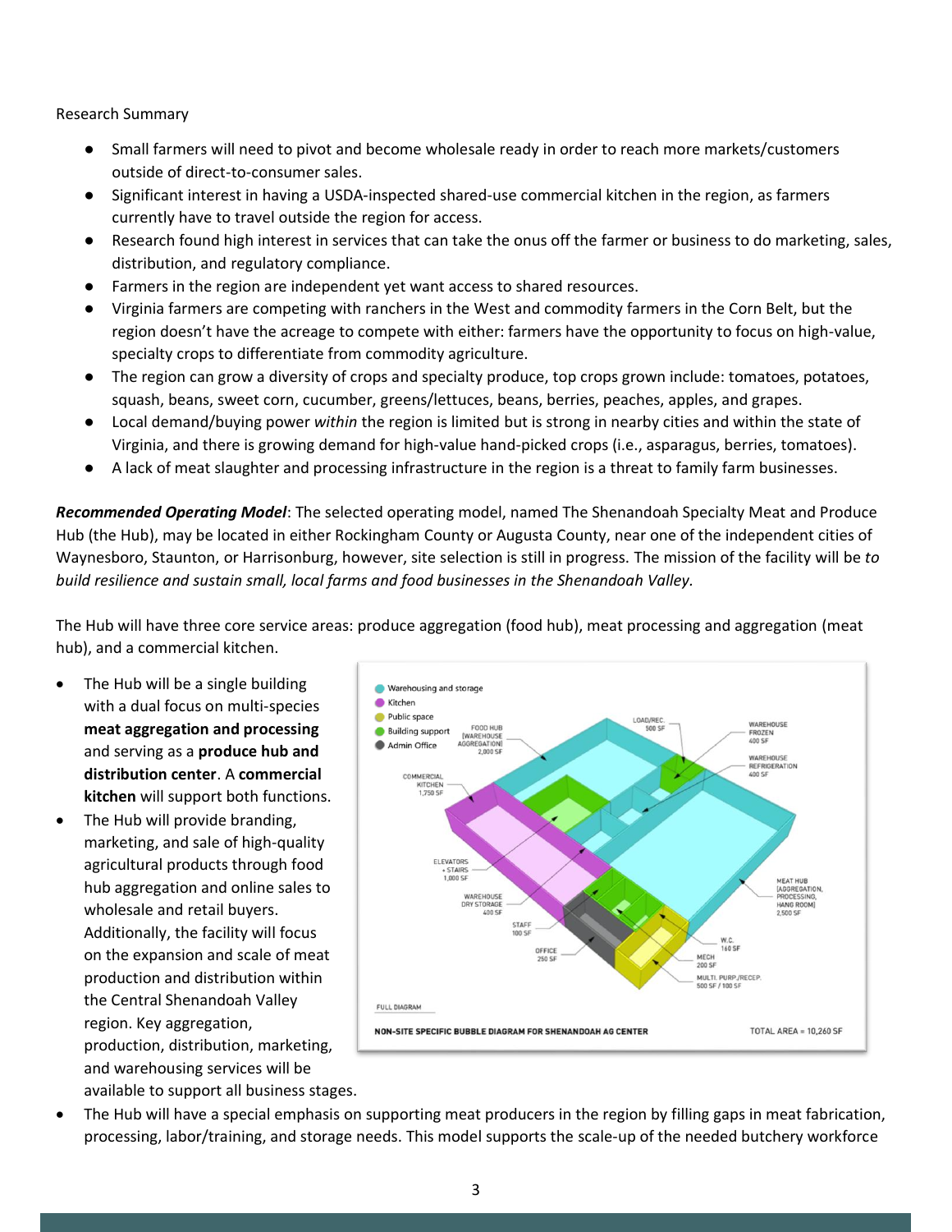Research Summary

- Small farmers will need to pivot and become wholesale ready in order to reach more markets/customers outside of direct-to-consumer sales.
- Significant interest in having a USDA-inspected shared-use commercial kitchen in the region, as farmers currently have to travel outside the region for access.
- Research found high interest in services that can take the onus off the farmer or business to do marketing, sales, distribution, and regulatory compliance.
- Farmers in the region are independent yet want access to shared resources.
- Virginia farmers are competing with ranchers in the West and commodity farmers in the Corn Belt, but the region doesn't have the acreage to compete with either: farmers have the opportunity to focus on high-value, specialty crops to differentiate from commodity agriculture.
- The region can grow a diversity of crops and specialty produce, top crops grown include: tomatoes, potatoes, squash, beans, sweet corn, cucumber, greens/lettuces, beans, berries, peaches, apples, and grapes.
- Local demand/buying power *within* the region is limited but is strong in nearby cities and within the state of Virginia, and there is growing demand for high-value hand-picked crops (i.e., asparagus, berries, tomatoes).
- A lack of meat slaughter and processing infrastructure in the region is a threat to family farm businesses.

***Recommended Operating Model***: The selected operating model, named The Shenandoah Specialty Meat and Produce Hub (the Hub), may be located in either Rockingham County or Augusta County, near one of the independent cities of Waynesboro, Staunton, or Harrisonburg, however, site selection is still in progress. The mission of the facility will be *to build resilience and sustain small, local farms and food businesses in the Shenandoah Valley.*

The Hub will have three core service areas: produce aggregation (food hub), meat processing and aggregation (meat hub), and a commercial kitchen.

- The Hub will be a single building with a dual focus on multi-species **meat aggregation and processing** and serving as a **produce hub and distribution center**. A **commercial kitchen** will support both functions.
- The Hub will provide branding, marketing, and sale of high-quality agricultural products through food hub aggregation and online sales to wholesale and retail buyers. Additionally, the facility will focus on the expansion and scale of meat production and distribution within the Central Shenandoah Valley region. Key aggregation, production, distribution, marketing, and warehousing services will be available to support all business stages.
- The Hub will have a special emphasis on supporting meat producers in the region by filling gaps in meat fabrication, processing, labor/training, and storage needs. This model supports the scale-up of the needed butchery workforce

Warehousing and storage
Kitchen
Public space
Building support
Admin Office

FOOD HUB (WAREHOUSE AGGREGATION) 2,000 SF
LOAD/REC. 500 SF
WAREHOUSE FROZEN 400 SF
WAREHOUSE REFRIGERATION 400 SF
COMMERCIAL KITCHEN 1,750 SF
ELEVATORS + STAIRS 1,000 SF
WAREHOUSE DRY STORAGE 400 SF
STAFF 100 SF
OFFICE 250 SF
MEAT HUB (AGGREGATION, PROCESSING, HANG ROOM) 2,500 SF
W.C. 160 SF
MECH 200 SF
MULTI. PURP./RECEP. 500 SF / 100 SF

FULL DIAGRAM

NON-SITE SPECIFIC BUBBLE DIAGRAM FOR SHENANDOAH AG CENTER

TOTAL AREA = 10,260 SF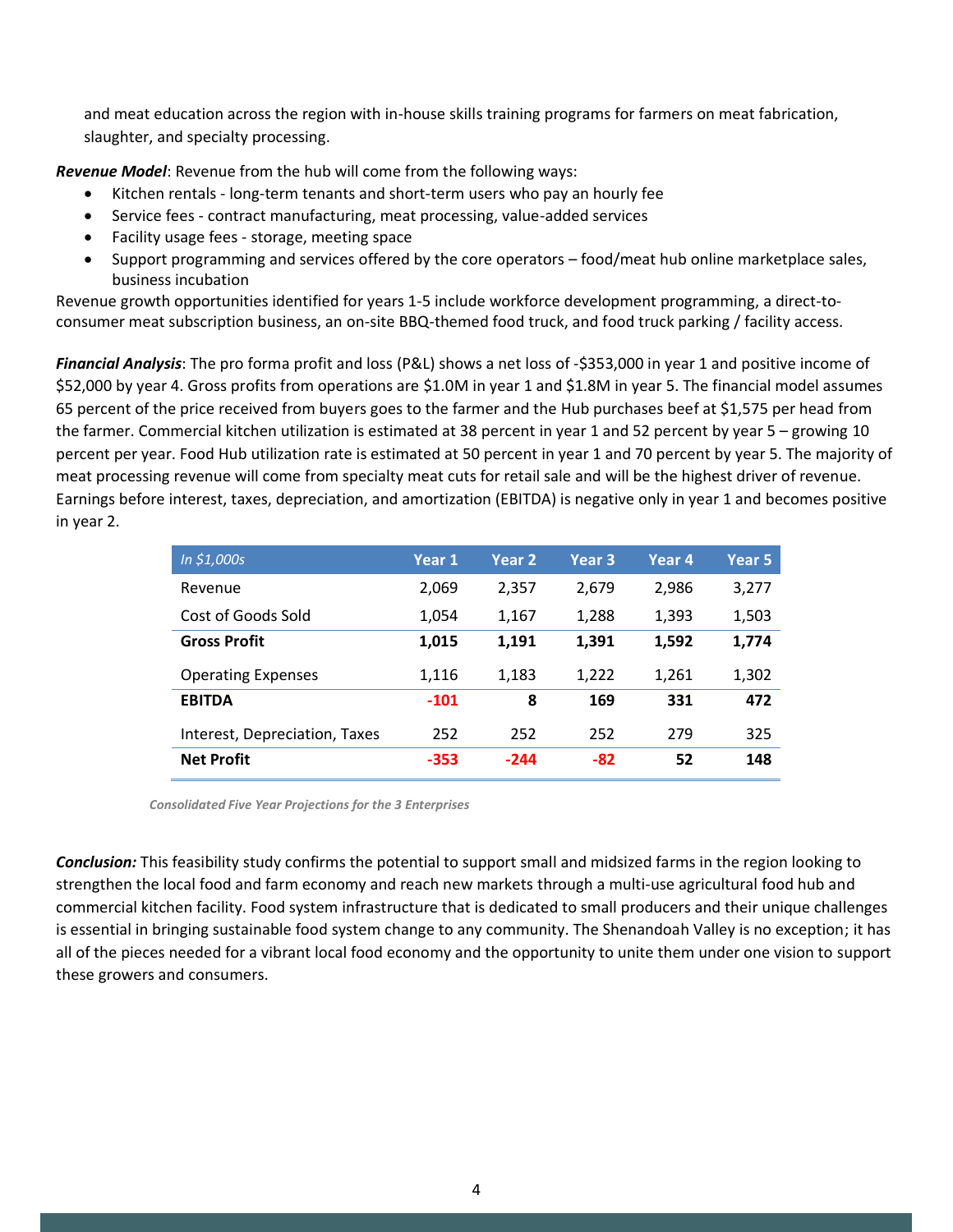and meat education across the region with in-house skills training programs for farmers on meat fabrication, slaughter, and specialty processing.

***Revenue Model***: Revenue from the hub will come from the following ways:

- Kitchen rentals - long-term tenants and short-term users who pay an hourly fee
- Service fees - contract manufacturing, meat processing, value-added services
- Facility usage fees - storage, meeting space
- Support programming and services offered by the core operators – food/meat hub online marketplace sales, business incubation

Revenue growth opportunities identified for years 1-5 include workforce development programming, a direct-to-consumer meat subscription business, an on-site BBQ-themed food truck, and food truck parking / facility access.

***Financial Analysis***: The pro forma profit and loss (P&L) shows a net loss of -$353,000 in year 1 and positive income of $52,000 by year 4. Gross profits from operations are $1.0M in year 1 and $1.8M in year 5. The financial model assumes 65 percent of the price received from buyers goes to the farmer and the Hub purchases beef at $1,575 per head from the farmer. Commercial kitchen utilization is estimated at 38 percent in year 1 and 52 percent by year 5 – growing 10 percent per year. Food Hub utilization rate is estimated at 50 percent in year 1 and 70 percent by year 5. The majority of meat processing revenue will come from specialty meat cuts for retail sale and will be the highest driver of revenue. Earnings before interest, taxes, depreciation, and amortization (EBITDA) is negative only in year 1 and becomes positive in year 2.

| *In $1,000s* | Year 1 | Year 2 | Year 3 | Year 4 | Year 5 |
|---|---|---|---|---|---|
| Revenue | 2,069 | 2,357 | 2,679 | 2,986 | 3,277 |
| Cost of Goods Sold | 1,054 | 1,167 | 1,288 | 1,393 | 1,503 |
| **Gross Profit** | **1,015** | **1,191** | **1,391** | **1,592** | **1,774** |
| Operating Expenses | 1,116 | 1,183 | 1,222 | 1,261 | 1,302 |
| **EBITDA** | **-101** | **8** | **169** | **331** | **472** |
| Interest, Depreciation, Taxes | 252 | 252 | 252 | 279 | 325 |
| **Net Profit** | **-353** | **-244** | **-82** | **52** | **148** |

*Consolidated Five Year Projections for the 3 Enterprises*

***Conclusion:*** This feasibility study confirms the potential to support small and midsized farms in the region looking to strengthen the local food and farm economy and reach new markets through a multi-use agricultural food hub and commercial kitchen facility. Food system infrastructure that is dedicated to small producers and their unique challenges is essential in bringing sustainable food system change to any community. The Shenandoah Valley is no exception; it has all of the pieces needed for a vibrant local food economy and the opportunity to unite them under one vision to support these growers and consumers.